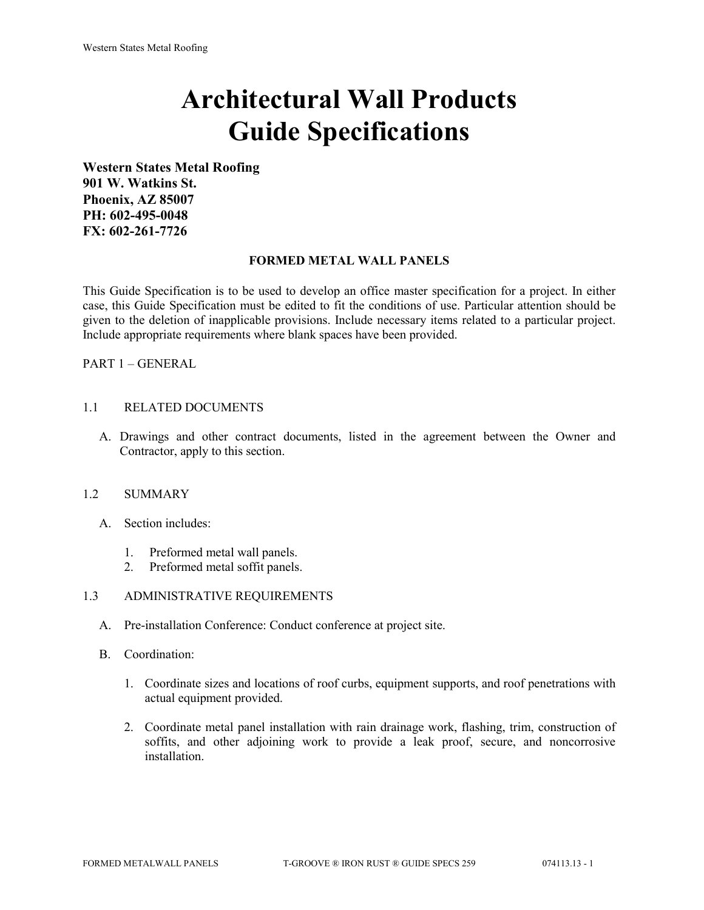# Architectural Wall Products
# Guide Specifications

**Western States Metal Roofing**
**901 W. Watkins St.**
**Phoenix, AZ 85007**
**PH: 602-495-0048**
**FX: 602-261-7726**

## FORMED METAL WALL PANELS

This Guide Specification is to be used to develop an office master specification for a project. In either case, this Guide Specification must be edited to fit the conditions of use. Particular attention should be given to the deletion of inapplicable provisions. Include necessary items related to a particular project. Include appropriate requirements where blank spaces have been provided.

PART 1 – GENERAL

1.1 RELATED DOCUMENTS

A. Drawings and other contract documents, listed in the agreement between the Owner and Contractor, apply to this section.

1.2 SUMMARY

A. Section includes:

1. Preformed metal wall panels.
2. Preformed metal soffit panels.

1.3 ADMINISTRATIVE REQUIREMENTS

A. Pre-installation Conference: Conduct conference at project site.

B. Coordination:

1. Coordinate sizes and locations of roof curbs, equipment supports, and roof penetrations with actual equipment provided.

2. Coordinate metal panel installation with rain drainage work, flashing, trim, construction of soffits, and other adjoining work to provide a leak proof, secure, and noncorrosive installation.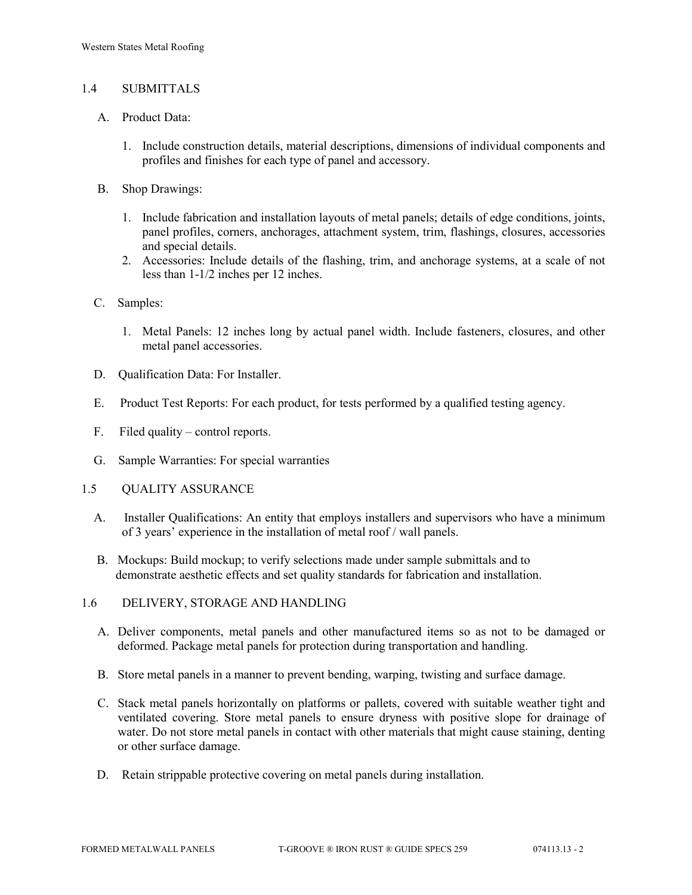## 1.4 SUBMITTALS

A. Product Data:

1. Include construction details, material descriptions, dimensions of individual components and profiles and finishes for each type of panel and accessory.

B. Shop Drawings:

1. Include fabrication and installation layouts of metal panels; details of edge conditions, joints, panel profiles, corners, anchorages, attachment system, trim, flashings, closures, accessories and special details.
2. Accessories: Include details of the flashing, trim, and anchorage systems, at a scale of not less than 1-1/2 inches per 12 inches.

C. Samples:

1. Metal Panels: 12 inches long by actual panel width. Include fasteners, closures, and other metal panel accessories.

D. Qualification Data: For Installer.

E. Product Test Reports: For each product, for tests performed by a qualified testing agency.

F. Filed quality – control reports.

G. Sample Warranties: For special warranties

## 1.5 QUALITY ASSURANCE

A. Installer Qualifications: An entity that employs installers and supervisors who have a minimum of 3 years' experience in the installation of metal roof / wall panels.

B. Mockups: Build mockup; to verify selections made under sample submittals and to demonstrate aesthetic effects and set quality standards for fabrication and installation.

## 1.6 DELIVERY, STORAGE AND HANDLING

A. Deliver components, metal panels and other manufactured items so as not to be damaged or deformed. Package metal panels for protection during transportation and handling.

B. Store metal panels in a manner to prevent bending, warping, twisting and surface damage.

C. Stack metal panels horizontally on platforms or pallets, covered with suitable weather tight and ventilated covering. Store metal panels to ensure dryness with positive slope for drainage of water. Do not store metal panels in contact with other materials that might cause staining, denting or other surface damage.

D. Retain strippable protective covering on metal panels during installation.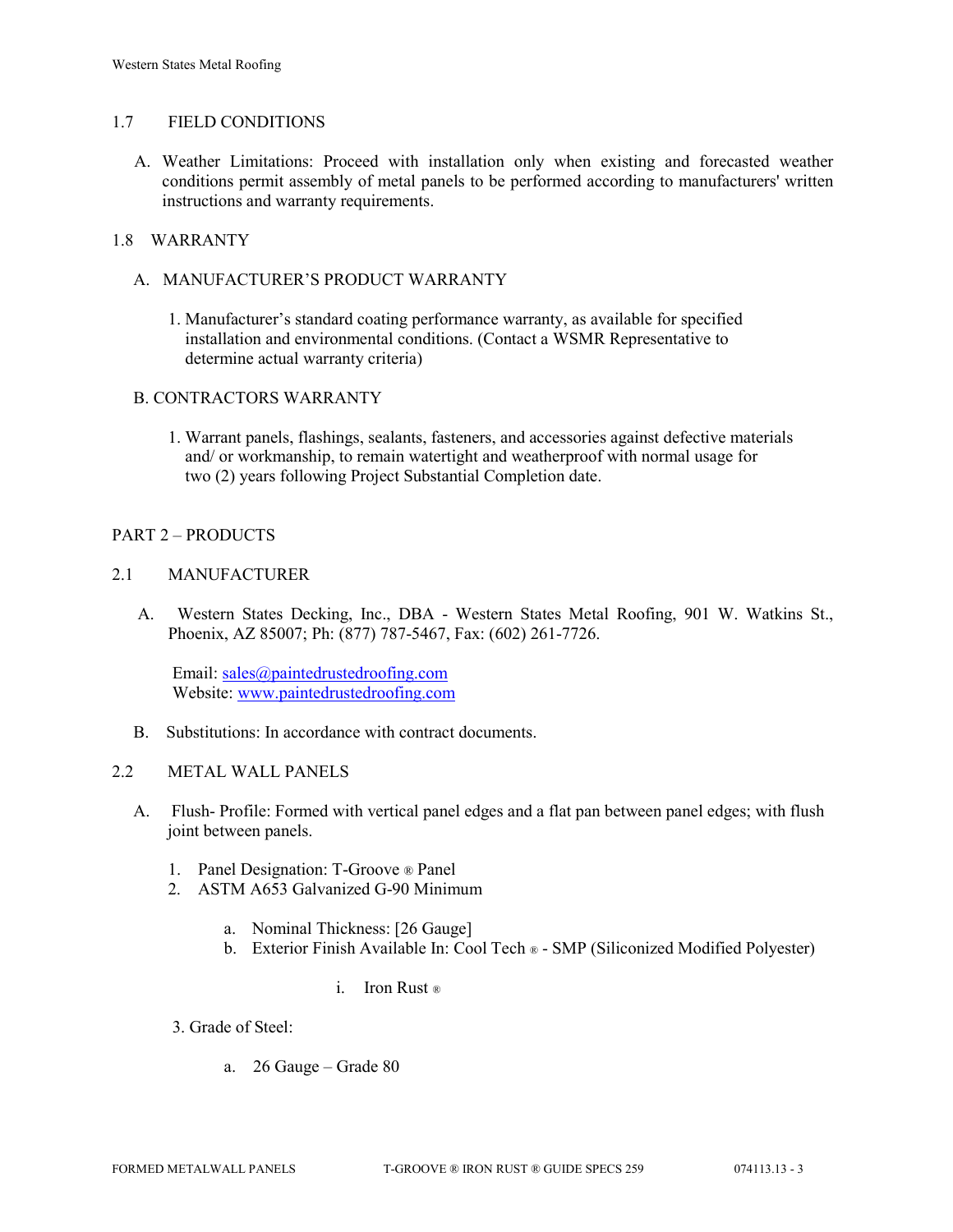## 1.7 FIELD CONDITIONS

A. Weather Limitations: Proceed with installation only when existing and forecasted weather conditions permit assembly of metal panels to be performed according to manufacturers' written instructions and warranty requirements.

## 1.8 WARRANTY

A. MANUFACTURER'S PRODUCT WARRANTY

1. Manufacturer's standard coating performance warranty, as available for specified installation and environmental conditions. (Contact a WSMR Representative to determine actual warranty criteria)

B. CONTRACTORS WARRANTY

1. Warrant panels, flashings, sealants, fasteners, and accessories against defective materials and/ or workmanship, to remain watertight and weatherproof with normal usage for two (2) years following Project Substantial Completion date.

# PART 2 – PRODUCTS

## 2.1 MANUFACTURER

A. Western States Decking, Inc., DBA - Western States Metal Roofing, 901 W. Watkins St., Phoenix, AZ 85007; Ph: (877) 787-5467, Fax: (602) 261-7726.

Email: sales@paintedrustedroofing.com
Website: www.paintedrustedroofing.com

B. Substitutions: In accordance with contract documents.

## 2.2 METAL WALL PANELS

A. Flush- Profile: Formed with vertical panel edges and a flat pan between panel edges; with flush joint between panels.

1. Panel Designation: T-Groove ® Panel
2. ASTM A653 Galvanized G-90 Minimum
   a. Nominal Thickness: [26 Gauge]
   b. Exterior Finish Available In: Cool Tech ® - SMP (Siliconized Modified Polyester)
      i. Iron Rust ®
3. Grade of Steel:
   a. 26 Gauge – Grade 80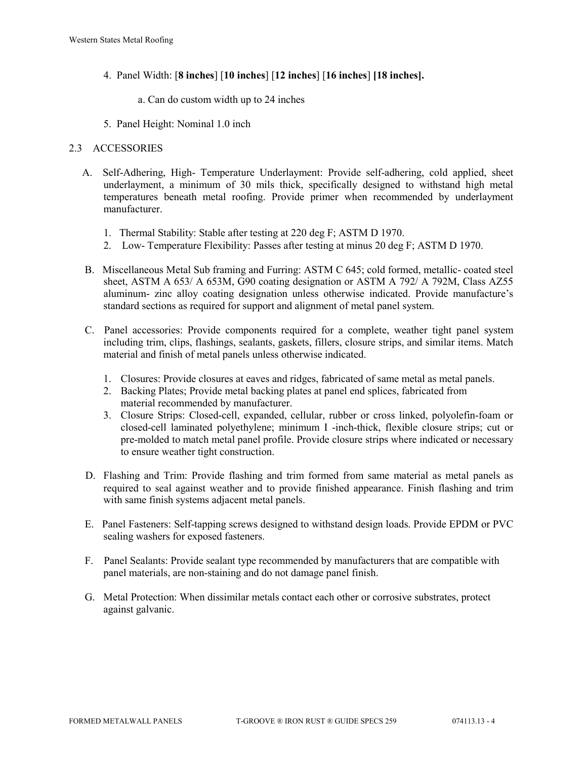4. Panel Width: [**8 inches**] [**10 inches**] [**12 inches**] [**16 inches**] **[18 inches].**

   a. Can do custom width up to 24 inches

5. Panel Height: Nominal 1.0 inch

## 2.3 ACCESSORIES

A. Self-Adhering, High- Temperature Underlayment: Provide self-adhering, cold applied, sheet underlayment, a minimum of 30 mils thick, specifically designed to withstand high metal temperatures beneath metal roofing. Provide primer when recommended by underlayment manufacturer.

   1. Thermal Stability: Stable after testing at 220 deg F; ASTM D 1970.
   2. Low- Temperature Flexibility: Passes after testing at minus 20 deg F; ASTM D 1970.

B. Miscellaneous Metal Sub framing and Furring: ASTM C 645; cold formed, metallic- coated steel sheet, ASTM A 653/ A 653M, G90 coating designation or ASTM A 792/ A 792M, Class AZ55 aluminum- zinc alloy coating designation unless otherwise indicated. Provide manufacture's standard sections as required for support and alignment of metal panel system.

C. Panel accessories: Provide components required for a complete, weather tight panel system including trim, clips, flashings, sealants, gaskets, fillers, closure strips, and similar items. Match material and finish of metal panels unless otherwise indicated.

   1. Closures: Provide closures at eaves and ridges, fabricated of same metal as metal panels.
   2. Backing Plates; Provide metal backing plates at panel end splices, fabricated from material recommended by manufacturer.
   3. Closure Strips: Closed-cell, expanded, cellular, rubber or cross linked, polyolefin-foam or closed-cell laminated polyethylene; minimum I -inch-thick, flexible closure strips; cut or pre-molded to match metal panel profile. Provide closure strips where indicated or necessary to ensure weather tight construction.

D. Flashing and Trim: Provide flashing and trim formed from same material as metal panels as required to seal against weather and to provide finished appearance. Finish flashing and trim with same finish systems adjacent metal panels.

E. Panel Fasteners: Self-tapping screws designed to withstand design loads. Provide EPDM or PVC sealing washers for exposed fasteners.

F. Panel Sealants: Provide sealant type recommended by manufacturers that are compatible with panel materials, are non-staining and do not damage panel finish.

G. Metal Protection: When dissimilar metals contact each other or corrosive substrates, protect against galvanic.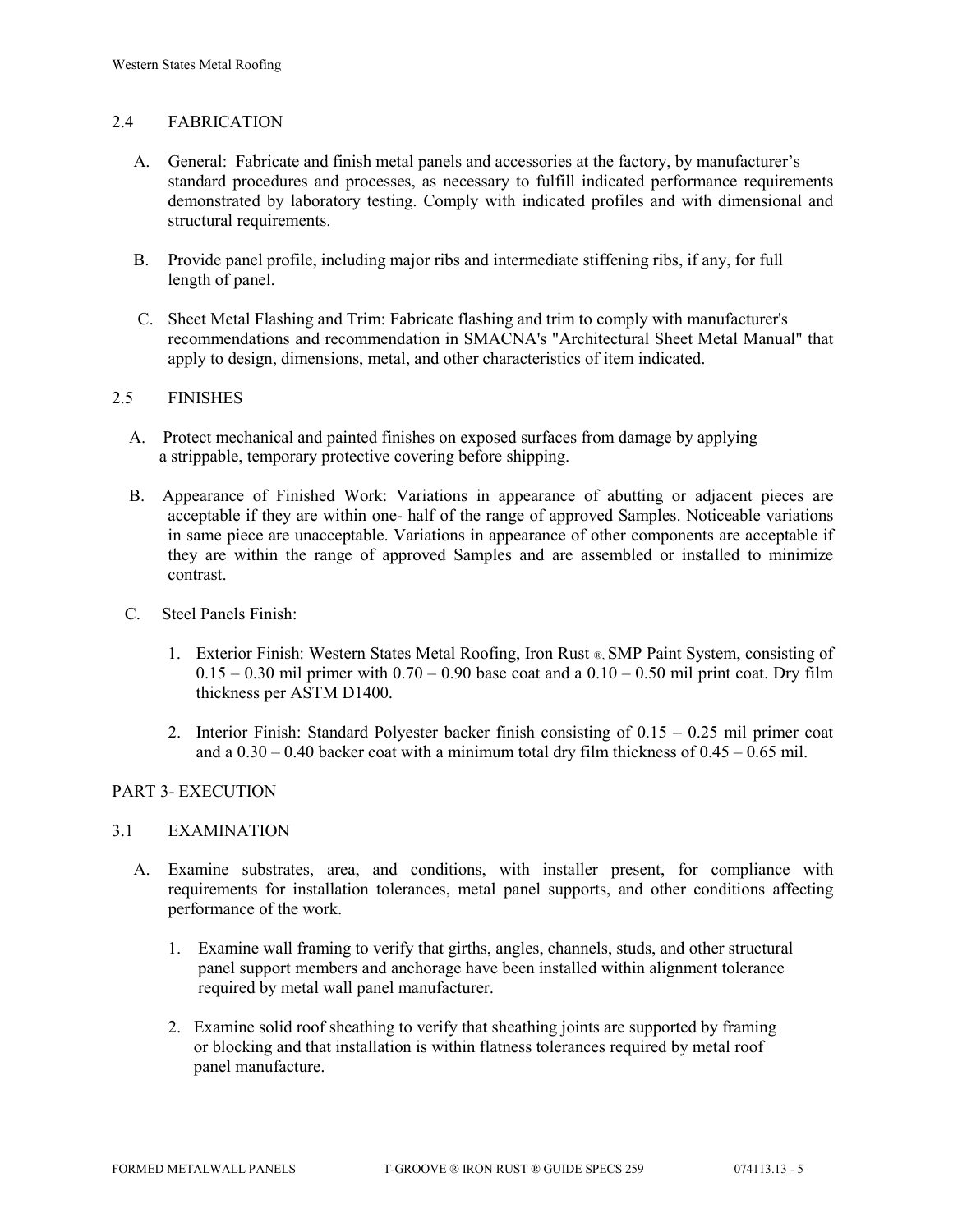## 2.4 FABRICATION

A. General: Fabricate and finish metal panels and accessories at the factory, by manufacturer's standard procedures and processes, as necessary to fulfill indicated performance requirements demonstrated by laboratory testing. Comply with indicated profiles and with dimensional and structural requirements.

B. Provide panel profile, including major ribs and intermediate stiffening ribs, if any, for full length of panel.

C. Sheet Metal Flashing and Trim: Fabricate flashing and trim to comply with manufacturer's recommendations and recommendation in SMACNA's "Architectural Sheet Metal Manual" that apply to design, dimensions, metal, and other characteristics of item indicated.

## 2.5 FINISHES

A. Protect mechanical and painted finishes on exposed surfaces from damage by applying a strippable, temporary protective covering before shipping.

B. Appearance of Finished Work: Variations in appearance of abutting or adjacent pieces are acceptable if they are within one- half of the range of approved Samples. Noticeable variations in same piece are unacceptable. Variations in appearance of other components are acceptable if they are within the range of approved Samples and are assembled or installed to minimize contrast.

C. Steel Panels Finish:

1. Exterior Finish: Western States Metal Roofing, Iron Rust ®, SMP Paint System, consisting of 0.15 – 0.30 mil primer with 0.70 – 0.90 base coat and a 0.10 – 0.50 mil print coat. Dry film thickness per ASTM D1400.

2. Interior Finish: Standard Polyester backer finish consisting of 0.15 – 0.25 mil primer coat and a 0.30 – 0.40 backer coat with a minimum total dry film thickness of 0.45 – 0.65 mil.

# PART 3- EXECUTION

## 3.1 EXAMINATION

A. Examine substrates, area, and conditions, with installer present, for compliance with requirements for installation tolerances, metal panel supports, and other conditions affecting performance of the work.

1. Examine wall framing to verify that girths, angles, channels, studs, and other structural panel support members and anchorage have been installed within alignment tolerance required by metal wall panel manufacturer.

2. Examine solid roof sheathing to verify that sheathing joints are supported by framing or blocking and that installation is within flatness tolerances required by metal roof panel manufacture.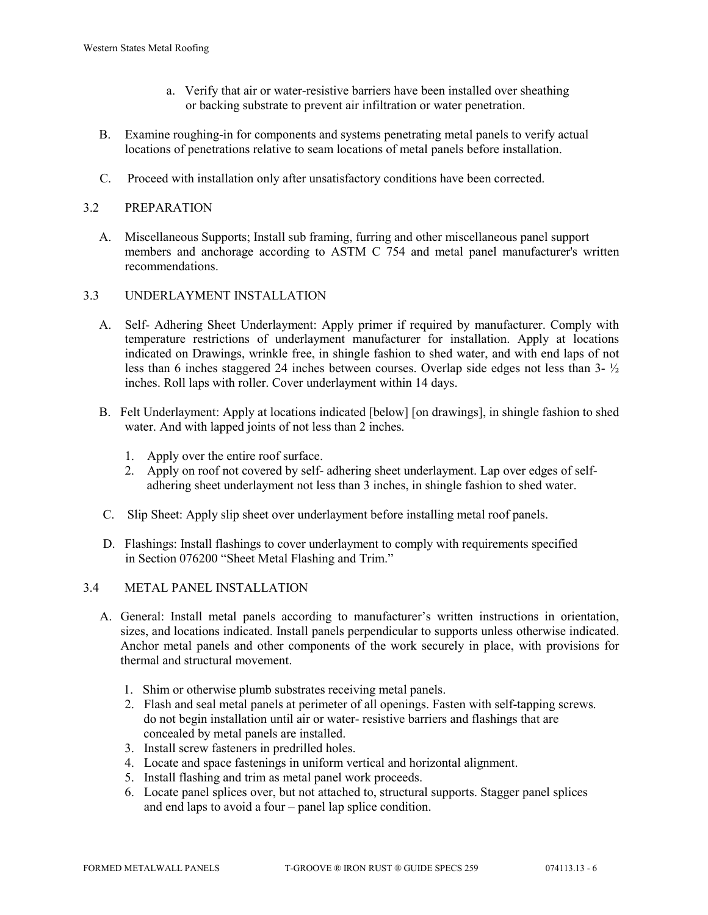a. Verify that air or water-resistive barriers have been installed over sheathing or backing substrate to prevent air infiltration or water penetration.

B. Examine roughing-in for components and systems penetrating metal panels to verify actual locations of penetrations relative to seam locations of metal panels before installation.

C. Proceed with installation only after unsatisfactory conditions have been corrected.

## 3.2 PREPARATION

A. Miscellaneous Supports; Install sub framing, furring and other miscellaneous panel support members and anchorage according to ASTM C 754 and metal panel manufacturer's written recommendations.

## 3.3 UNDERLAYMENT INSTALLATION

A. Self- Adhering Sheet Underlayment: Apply primer if required by manufacturer. Comply with temperature restrictions of underlayment manufacturer for installation. Apply at locations indicated on Drawings, wrinkle free, in shingle fashion to shed water, and with end laps of not less than 6 inches staggered 24 inches between courses. Overlap side edges not less than 3- ½ inches. Roll laps with roller. Cover underlayment within 14 days.

B. Felt Underlayment: Apply at locations indicated [below] [on drawings], in shingle fashion to shed water. And with lapped joints of not less than 2 inches.

1. Apply over the entire roof surface.
2. Apply on roof not covered by self- adhering sheet underlayment. Lap over edges of self-adhering sheet underlayment not less than 3 inches, in shingle fashion to shed water.

C. Slip Sheet: Apply slip sheet over underlayment before installing metal roof panels.

D. Flashings: Install flashings to cover underlayment to comply with requirements specified in Section 076200 "Sheet Metal Flashing and Trim."

## 3.4 METAL PANEL INSTALLATION

A. General: Install metal panels according to manufacturer's written instructions in orientation, sizes, and locations indicated. Install panels perpendicular to supports unless otherwise indicated. Anchor metal panels and other components of the work securely in place, with provisions for thermal and structural movement.

1. Shim or otherwise plumb substrates receiving metal panels.
2. Flash and seal metal panels at perimeter of all openings. Fasten with self-tapping screws. do not begin installation until air or water- resistive barriers and flashings that are concealed by metal panels are installed.
3. Install screw fasteners in predrilled holes.
4. Locate and space fastenings in uniform vertical and horizontal alignment.
5. Install flashing and trim as metal panel work proceeds.
6. Locate panel splices over, but not attached to, structural supports. Stagger panel splices and end laps to avoid a four – panel lap splice condition.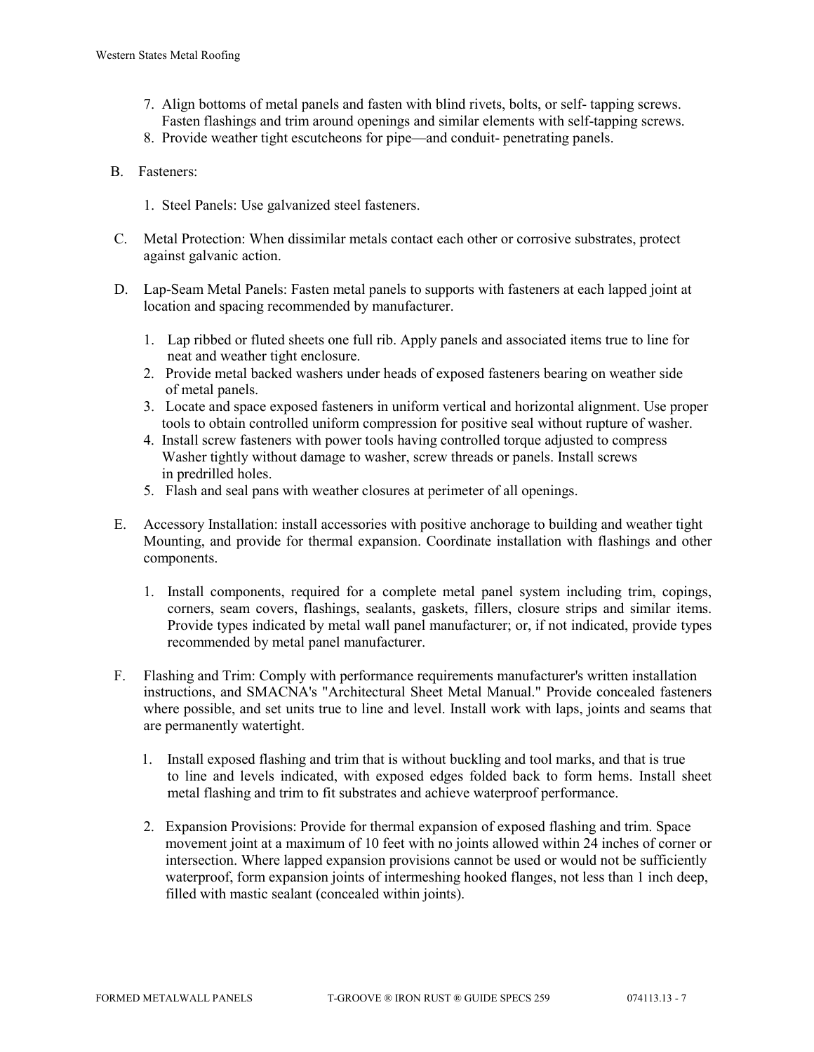7. Align bottoms of metal panels and fasten with blind rivets, bolts, or self- tapping screws. Fasten flashings and trim around openings and similar elements with self-tapping screws.
8. Provide weather tight escutcheons for pipe—and conduit- penetrating panels.

B. Fasteners:

1. Steel Panels: Use galvanized steel fasteners.

C. Metal Protection: When dissimilar metals contact each other or corrosive substrates, protect against galvanic action.

D. Lap-Seam Metal Panels: Fasten metal panels to supports with fasteners at each lapped joint at location and spacing recommended by manufacturer.

1. Lap ribbed or fluted sheets one full rib. Apply panels and associated items true to line for neat and weather tight enclosure.
2. Provide metal backed washers under heads of exposed fasteners bearing on weather side of metal panels.
3. Locate and space exposed fasteners in uniform vertical and horizontal alignment. Use proper tools to obtain controlled uniform compression for positive seal without rupture of washer.
4. Install screw fasteners with power tools having controlled torque adjusted to compress Washer tightly without damage to washer, screw threads or panels. Install screws in predrilled holes.
5. Flash and seal pans with weather closures at perimeter of all openings.

E. Accessory Installation: install accessories with positive anchorage to building and weather tight Mounting, and provide for thermal expansion. Coordinate installation with flashings and other components.

1. Install components, required for a complete metal panel system including trim, copings, corners, seam covers, flashings, sealants, gaskets, fillers, closure strips and similar items. Provide types indicated by metal wall panel manufacturer; or, if not indicated, provide types recommended by metal panel manufacturer.

F. Flashing and Trim: Comply with performance requirements manufacturer's written installation instructions, and SMACNA's "Architectural Sheet Metal Manual." Provide concealed fasteners where possible, and set units true to line and level. Install work with laps, joints and seams that are permanently watertight.

1. Install exposed flashing and trim that is without buckling and tool marks, and that is true to line and levels indicated, with exposed edges folded back to form hems. Install sheet metal flashing and trim to fit substrates and achieve waterproof performance.

2. Expansion Provisions: Provide for thermal expansion of exposed flashing and trim. Space movement joint at a maximum of 10 feet with no joints allowed within 24 inches of corner or intersection. Where lapped expansion provisions cannot be used or would not be sufficiently waterproof, form expansion joints of intermeshing hooked flanges, not less than 1 inch deep, filled with mastic sealant (concealed within joints).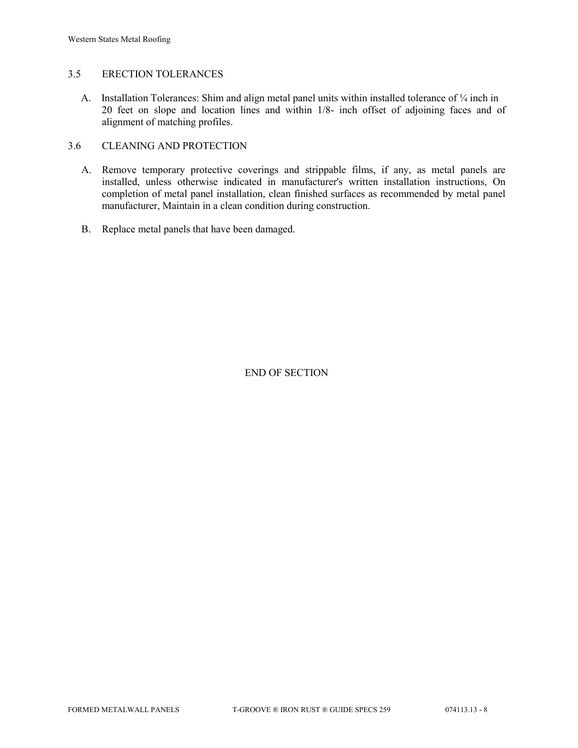## 3.5 ERECTION TOLERANCES

A. Installation Tolerances: Shim and align metal panel units within installed tolerance of ¼ inch in 20 feet on slope and location lines and within 1/8- inch offset of adjoining faces and of alignment of matching profiles.

## 3.6 CLEANING AND PROTECTION

A. Remove temporary protective coverings and strippable films, if any, as metal panels are installed, unless otherwise indicated in manufacturer's written installation instructions, On completion of metal panel installation, clean finished surfaces as recommended by metal panel manufacturer, Maintain in a clean condition during construction.

B. Replace metal panels that have been damaged.

END OF SECTION